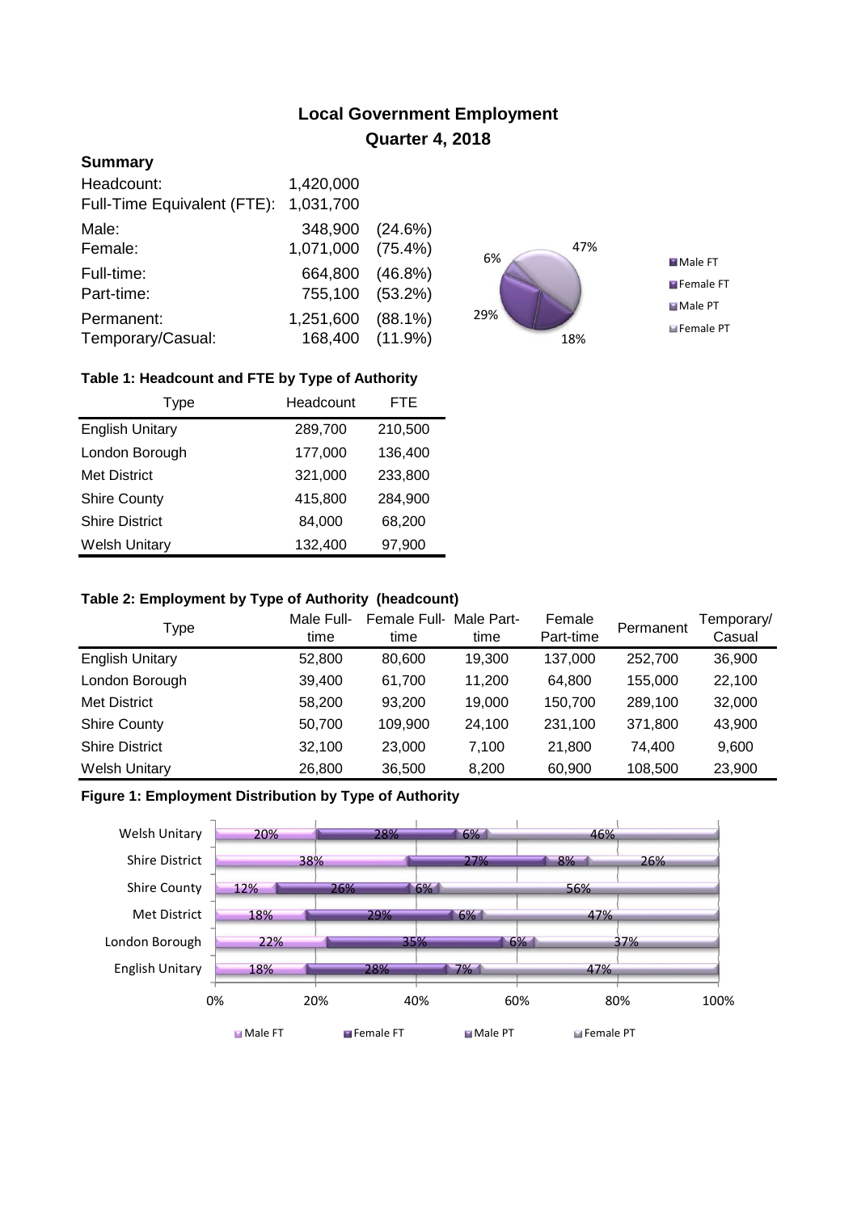# Local Government Employment

## Quarter 4, 2018

### Summary

| | | |
|---|---|---|
| Headcount: | 1,420,000 | |
| Full-Time Equivalent (FTE): | 1,031,700 | |
| Male: | 348,900 | (24.6%) |
| Female: | 1,071,000 | (75.4%) |
| Full-time: | 664,800 | (46.8%) |
| Part-time: | 755,100 | (53.2%) |
| Permanent: | 1,251,600 | (88.1%) |
| Temporary/Casual: | 168,400 | (11.9%) |

6%
47%
29%
18%
Male FT
Female FT
Male PT
Female PT

**Table 1: Headcount and FTE by Type of Authority**

| Type | Headcount | FTE |
|---|---|---|
| English Unitary | 289,700 | 210,500 |
| London Borough | 177,000 | 136,400 |
| Met District | 321,000 | 233,800 |
| Shire County | 415,800 | 284,900 |
| Shire District | 84,000 | 68,200 |
| Welsh Unitary | 132,400 | 97,900 |

**Table 2: Employment by Type of Authority (headcount)**

| Type | Male Full-time | Female Full-time | Male Part-time | Female Part-time | Permanent | Temporary/ Casual |
|---|---|---|---|---|---|---|
| English Unitary | 52,800 | 80,600 | 19,300 | 137,000 | 252,700 | 36,900 |
| London Borough | 39,400 | 61,700 | 11,200 | 64,800 | 155,000 | 22,100 |
| Met District | 58,200 | 93,200 | 19,000 | 150,700 | 289,100 | 32,000 |
| Shire County | 50,700 | 109,900 | 24,100 | 231,100 | 371,800 | 43,900 |
| Shire District | 32,100 | 23,000 | 7,100 | 21,800 | 74,400 | 9,600 |
| Welsh Unitary | 26,800 | 36,500 | 8,200 | 60,900 | 108,500 | 23,900 |

**Figure 1: Employment Distribution by Type of Authority**

Welsh Unitary 20% 28% 6% 46%
Shire District 38% 27% 8% 26%
Shire County 12% 26% 6% 56%
Met District 18% 29% 6% 47%
London Borough 22% 35% 6% 37%
English Unitary 18% 28% 7% 47%

0% 20% 40% 60% 80% 100%

Male FT Female FT Male PT Female PT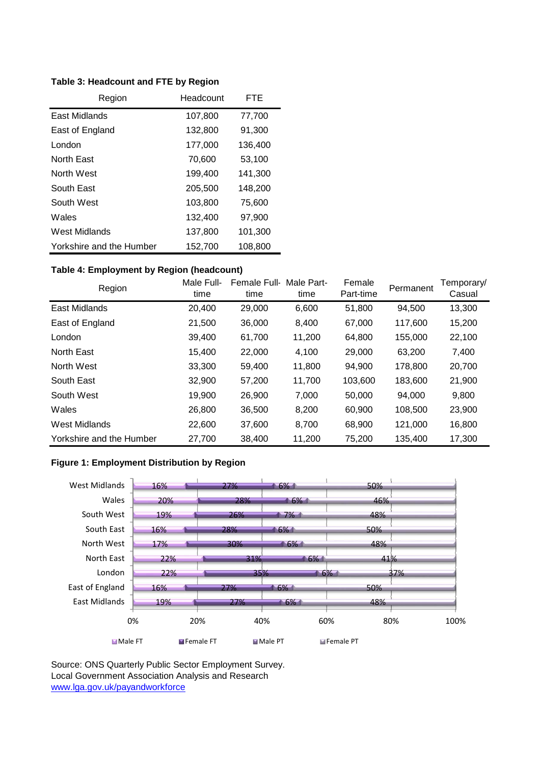**Table 3: Headcount and FTE by Region**

| Region | Headcount | FTE |
|---|---|---|
| East Midlands | 107,800 | 77,700 |
| East of England | 132,800 | 91,300 |
| London | 177,000 | 136,400 |
| North East | 70,600 | 53,100 |
| North West | 199,400 | 141,300 |
| South East | 205,500 | 148,200 |
| South West | 103,800 | 75,600 |
| Wales | 132,400 | 97,900 |
| West Midlands | 137,800 | 101,300 |
| Yorkshire and the Humber | 152,700 | 108,800 |

**Table 4: Employment by Region (headcount)**

| Region | Male Full-time | Female Full-time | Male Part-time | Female Part-time | Permanent | Temporary/ Casual |
|---|---|---|---|---|---|---|
| East Midlands | 20,400 | 29,000 | 6,600 | 51,800 | 94,500 | 13,300 |
| East of England | 21,500 | 36,000 | 8,400 | 67,000 | 117,600 | 15,200 |
| London | 39,400 | 61,700 | 11,200 | 64,800 | 155,000 | 22,100 |
| North East | 15,400 | 22,000 | 4,100 | 29,000 | 63,200 | 7,400 |
| North West | 33,300 | 59,400 | 11,800 | 94,900 | 178,800 | 20,700 |
| South East | 32,900 | 57,200 | 11,700 | 103,600 | 183,600 | 21,900 |
| South West | 19,900 | 26,900 | 7,000 | 50,000 | 94,000 | 9,800 |
| Wales | 26,800 | 36,500 | 8,200 | 60,900 | 108,500 | 23,900 |
| West Midlands | 22,600 | 37,600 | 8,700 | 68,900 | 121,000 | 16,800 |
| Yorkshire and the Humber | 27,700 | 38,400 | 11,200 | 75,200 | 135,400 | 17,300 |

**Figure 1: Employment Distribution by Region**

West Midlands 16% 27% 6% 50%
Wales 20% 28% 6% 46%
South West 19% 26% 7% 48%
South East 16% 28% 6% 50%
North West 17% 30% 6% 48%
North East 22% 31% 6% 41%
London 22% 35% 6% 37%
East of England 16% 27% 6% 50%
East Midlands 19% 27% 6% 48%

0% 20% 40% 60% 80% 100%

Male FT | Female FT | Male PT | Female PT

Source: ONS Quarterly Public Sector Employment Survey.
Local Government Association Analysis and Research
www.lga.gov.uk/payandworkforce